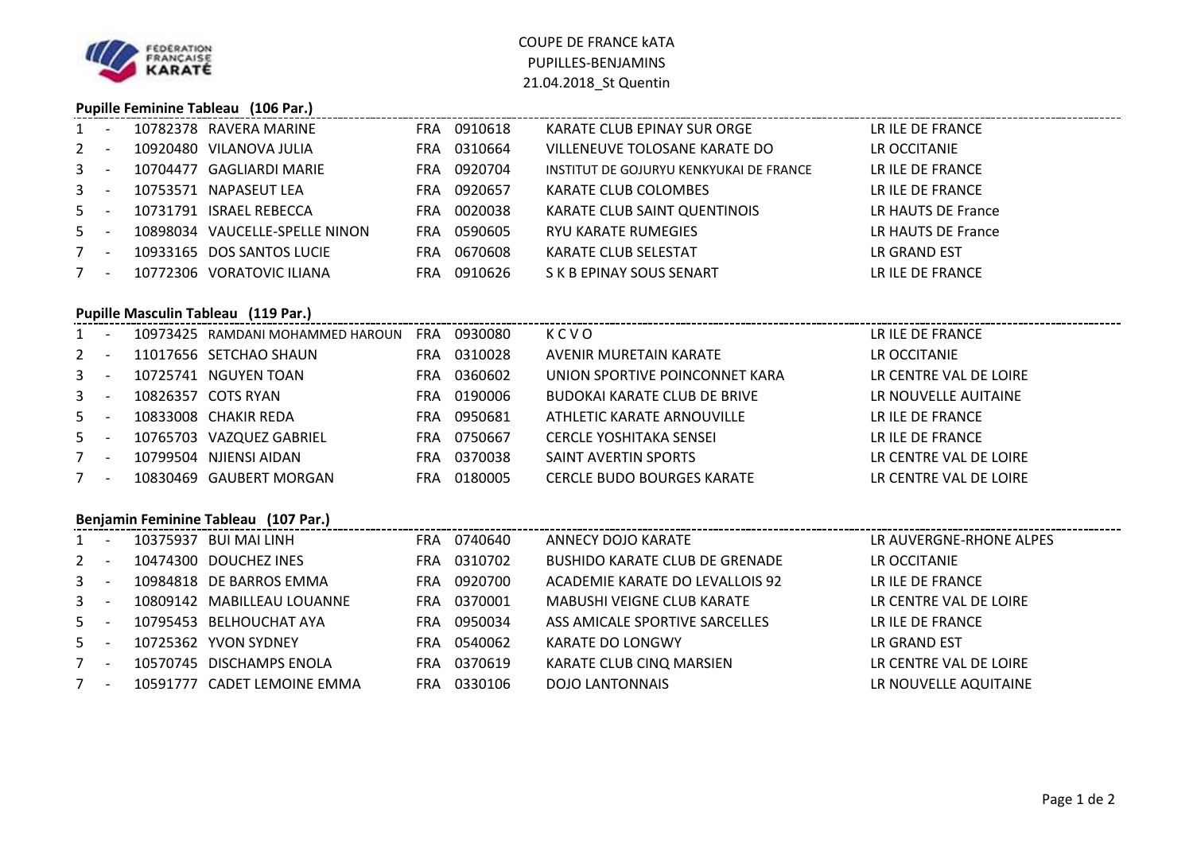# COUPE DE FRANCE kATA
# PUPILLES-BENJAMINS
# 21.04.2018_St Quentin

## Pupille Feminine Tableau (106 Par.)

| | | | | | | | |
|---|---|---|---|---|---|---|---|
| 1 | - | 10782378 | RAVERA MARINE | FRA | 0910618 | KARATE CLUB EPINAY SUR ORGE | LR ILE DE FRANCE |
| 2 | - | 10920480 | VILANOVA JULIA | FRA | 0310664 | VILLENEUVE TOLOSANE KARATE DO | LR OCCITANIE |
| 3 | - | 10704477 | GAGLIARDI MARIE | FRA | 0920704 | INSTITUT DE GOJURYU KENKYUKAI DE FRANCE | LR ILE DE FRANCE |
| 3 | - | 10753571 | NAPASEUT LEA | FRA | 0920657 | KARATE CLUB COLOMBES | LR ILE DE FRANCE |
| 5 | - | 10731791 | ISRAEL REBECCA | FRA | 0020038 | KARATE CLUB SAINT QUENTINOIS | LR HAUTS DE France |
| 5 | - | 10898034 | VAUCELLE-SPELLE NINON | FRA | 0590605 | RYU KARATE RUMEGIES | LR HAUTS DE France |
| 7 | - | 10933165 | DOS SANTOS LUCIE | FRA | 0670608 | KARATE CLUB SELESTAT | LR GRAND EST |
| 7 | - | 10772306 | VORATOVIC ILIANA | FRA | 0910626 | S K B EPINAY SOUS SENART | LR ILE DE FRANCE |

## Pupille Masculin Tableau (119 Par.)

| | | | | | | | |
|---|---|---|---|---|---|---|---|
| 1 | - | 10973425 | RAMDANI MOHAMMED HAROUN | FRA | 0930080 | K C V O | LR ILE DE FRANCE |
| 2 | - | 11017656 | SETCHAO SHAUN | FRA | 0310028 | AVENIR MURETAIN KARATE | LR OCCITANIE |
| 3 | - | 10725741 | NGUYEN TOAN | FRA | 0360602 | UNION SPORTIVE POINCONNET KARA | LR CENTRE VAL DE LOIRE |
| 3 | - | 10826357 | COTS RYAN | FRA | 0190006 | BUDOKAI KARATE CLUB DE BRIVE | LR NOUVELLE AUITAINE |
| 5 | - | 10833008 | CHAKIR REDA | FRA | 0950681 | ATHLETIC KARATE ARNOUVILLE | LR ILE DE FRANCE |
| 5 | - | 10765703 | VAZQUEZ GABRIEL | FRA | 0750667 | CERCLE YOSHITAKA SENSEI | LR ILE DE FRANCE |
| 7 | - | 10799504 | NJIENSI AIDAN | FRA | 0370038 | SAINT AVERTIN SPORTS | LR CENTRE VAL DE LOIRE |
| 7 | - | 10830469 | GAUBERT MORGAN | FRA | 0180005 | CERCLE BUDO BOURGES KARATE | LR CENTRE VAL DE LOIRE |

## Benjamin Feminine Tableau (107 Par.)

| | | | | | | | |
|---|---|---|---|---|---|---|---|
| 1 | - | 10375937 | BUI MAI LINH | FRA | 0740640 | ANNECY DOJO KARATE | LR AUVERGNE-RHONE ALPES |
| 2 | - | 10474300 | DOUCHEZ INES | FRA | 0310702 | BUSHIDO KARATE CLUB DE GRENADE | LR OCCITANIE |
| 3 | - | 10984818 | DE BARROS EMMA | FRA | 0920700 | ACADEMIE KARATE DO LEVALLOIS 92 | LR ILE DE FRANCE |
| 3 | - | 10809142 | MABILLEAU LOUANNE | FRA | 0370001 | MABUSHI VEIGNE CLUB KARATE | LR CENTRE VAL DE LOIRE |
| 5 | - | 10795453 | BELHOUCHAT AYA | FRA | 0950034 | ASS AMICALE SPORTIVE SARCELLES | LR ILE DE FRANCE |
| 5 | - | 10725362 | YVON SYDNEY | FRA | 0540062 | KARATE DO LONGWY | LR GRAND EST |
| 7 | - | 10570745 | DISCHAMPS ENOLA | FRA | 0370619 | KARATE CLUB CINQ MARSIEN | LR CENTRE VAL DE LOIRE |
| 7 | - | 10591777 | CADET LEMOINE EMMA | FRA | 0330106 | DOJO LANTONNAIS | LR NOUVELLE AQUITAINE |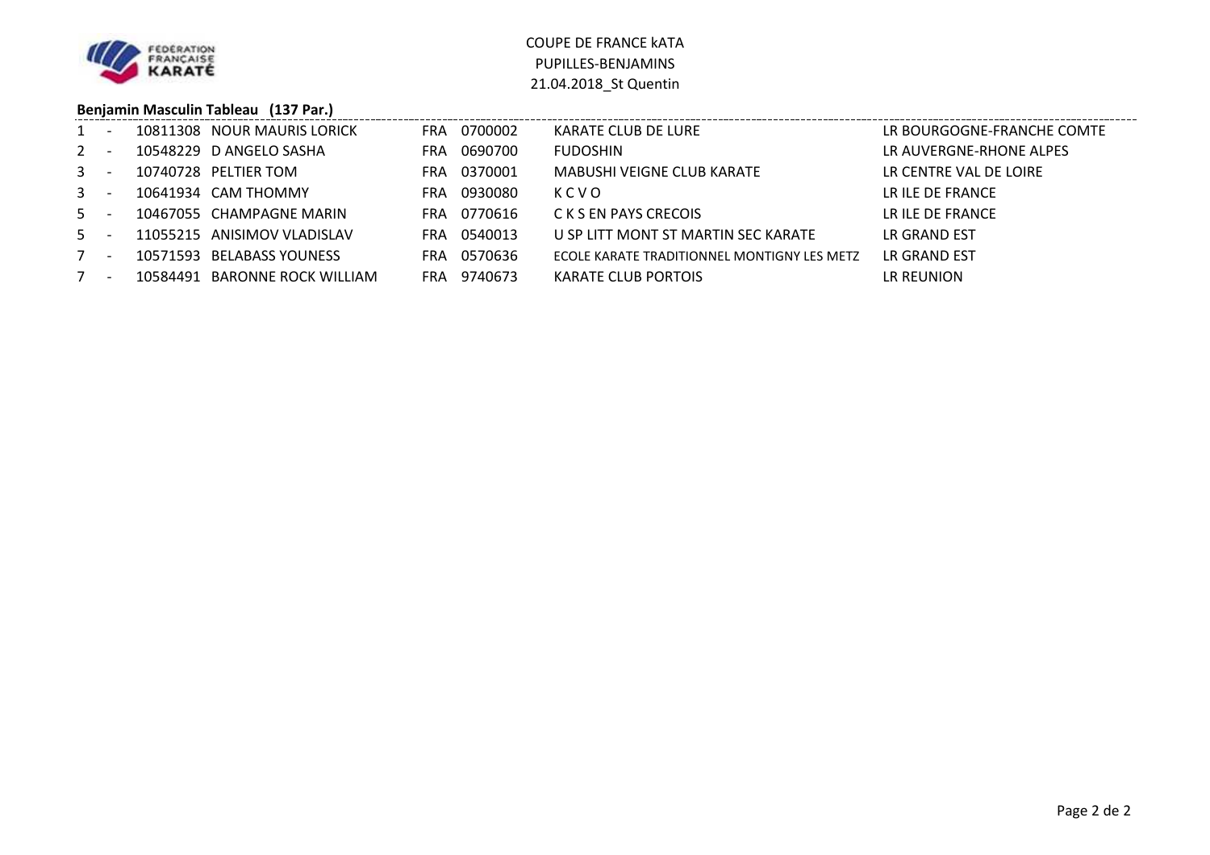COUPE DE FRANCE kATA
PUPILLES-BENJAMINS
21.04.2018_St Quentin

**Benjamin Masculin Tableau (137 Par.)**

| | | | | | | | |
|---|---|---|---|---|---|---|---|
| 1 | - | 10811308 | NOUR MAURIS LORICK | FRA | 0700002 | KARATE CLUB DE LURE | LR BOURGOGNE-FRANCHE COMTE |
| 2 | - | 10548229 | D ANGELO SASHA | FRA | 0690700 | FUDOSHIN | LR AUVERGNE-RHONE ALPES |
| 3 | - | 10740728 | PELTIER TOM | FRA | 0370001 | MABUSHI VEIGNE CLUB KARATE | LR CENTRE VAL DE LOIRE |
| 3 | - | 10641934 | CAM THOMMY | FRA | 0930080 | K C V O | LR ILE DE FRANCE |
| 5 | - | 10467055 | CHAMPAGNE MARIN | FRA | 0770616 | C K S EN PAYS CRECOIS | LR ILE DE FRANCE |
| 5 | - | 11055215 | ANISIMOV VLADISLAV | FRA | 0540013 | U SP LITT MONT ST MARTIN SEC KARATE | LR GRAND EST |
| 7 | - | 10571593 | BELABASS YOUNESS | FRA | 0570636 | ECOLE KARATE TRADITIONNEL MONTIGNY LES METZ | LR GRAND EST |
| 7 | - | 10584491 | BARONNE ROCK WILLIAM | FRA | 9740673 | KARATE CLUB PORTOIS | LR REUNION |